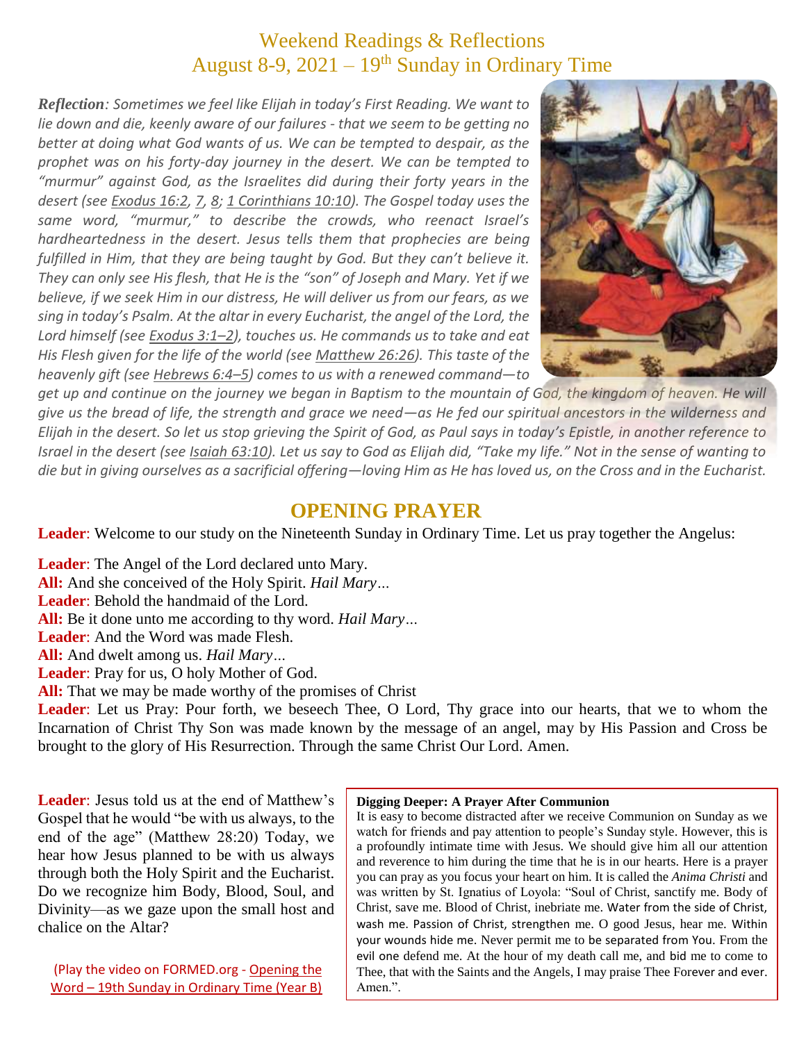# Weekend Readings & Reflections
## August 8-9, 2021 – 19th Sunday in Ordinary Time

***Reflection****: Sometimes we feel like Elijah in today's First Reading. We want to lie down and die, keenly aware of our failures - that we seem to be getting no better at doing what God wants of us. We can be tempted to despair, as the prophet was on his forty-day journey in the desert. We can be tempted to "murmur" against God, as the Israelites did during their forty years in the desert (see Exodus 16:2, 7, 8; 1 Corinthians 10:10). The Gospel today uses the same word, "murmur," to describe the crowds, who reenact Israel's hardheartedness in the desert. Jesus tells them that prophecies are being fulfilled in Him, that they are being taught by God. But they can't believe it. They can only see His flesh, that He is the "son" of Joseph and Mary. Yet if we believe, if we seek Him in our distress, He will deliver us from our fears, as we sing in today's Psalm. At the altar in every Eucharist, the angel of the Lord, the Lord himself (see Exodus 3:1–2), touches us. He commands us to take and eat His Flesh given for the life of the world (see Matthew 26:26). This taste of the heavenly gift (see Hebrews 6:4–5) comes to us with a renewed command—to get up and continue on the journey we began in Baptism to the mountain of God, the kingdom of heaven. He will give us the bread of life, the strength and grace we need—as He fed our spiritual ancestors in the wilderness and Elijah in the desert. So let us stop grieving the Spirit of God, as Paul says in today's Epistle, in another reference to Israel in the desert (see Isaiah 63:10). Let us say to God as Elijah did, "Take my life." Not in the sense of wanting to die but in giving ourselves as a sacrificial offering—loving Him as He has loved us, on the Cross and in the Eucharist.*

## OPENING PRAYER

**Leader**: Welcome to our study on the Nineteenth Sunday in Ordinary Time. Let us pray together the Angelus:

**Leader**: The Angel of the Lord declared unto Mary.
**All:** And she conceived of the Holy Spirit. *Hail Mary…*
**Leader**: Behold the handmaid of the Lord.
**All:** Be it done unto me according to thy word. *Hail Mary…*
**Leader**: And the Word was made Flesh.
**All:** And dwelt among us. *Hail Mary…*
**Leader**: Pray for us, O holy Mother of God.
**All:** That we may be made worthy of the promises of Christ
**Leader**: Let us Pray: Pour forth, we beseech Thee, O Lord, Thy grace into our hearts, that we to whom the Incarnation of Christ Thy Son was made known by the message of an angel, may by His Passion and Cross be brought to the glory of His Resurrection. Through the same Christ Our Lord. Amen.

**Leader**: Jesus told us at the end of Matthew's Gospel that he would "be with us always, to the end of the age" (Matthew 28:20) Today, we hear how Jesus planned to be with us always through both the Holy Spirit and the Eucharist. Do we recognize him Body, Blood, Soul, and Divinity—as we gaze upon the small host and chalice on the Altar?

(Play the video on FORMED.org - Opening the Word – 19th Sunday in Ordinary Time (Year B)

**Digging Deeper: A Prayer After Communion**
It is easy to become distracted after we receive Communion on Sunday as we watch for friends and pay attention to people's Sunday style. However, this is a profoundly intimate time with Jesus. We should give him all our attention and reverence to him during the time that he is in our hearts. Here is a prayer you can pray as you focus your heart on him. It is called the *Anima Christi* and was written by St. Ignatius of Loyola: "Soul of Christ, sanctify me. Body of Christ, save me. Blood of Christ, inebriate me. Water from the side of Christ, wash me. Passion of Christ, strengthen me. O good Jesus, hear me. Within your wounds hide me. Never permit me to be separated from You. From the evil one defend me. At the hour of my death call me, and bid me to come to Thee, that with the Saints and the Angels, I may praise Thee Forever and ever. Amen.".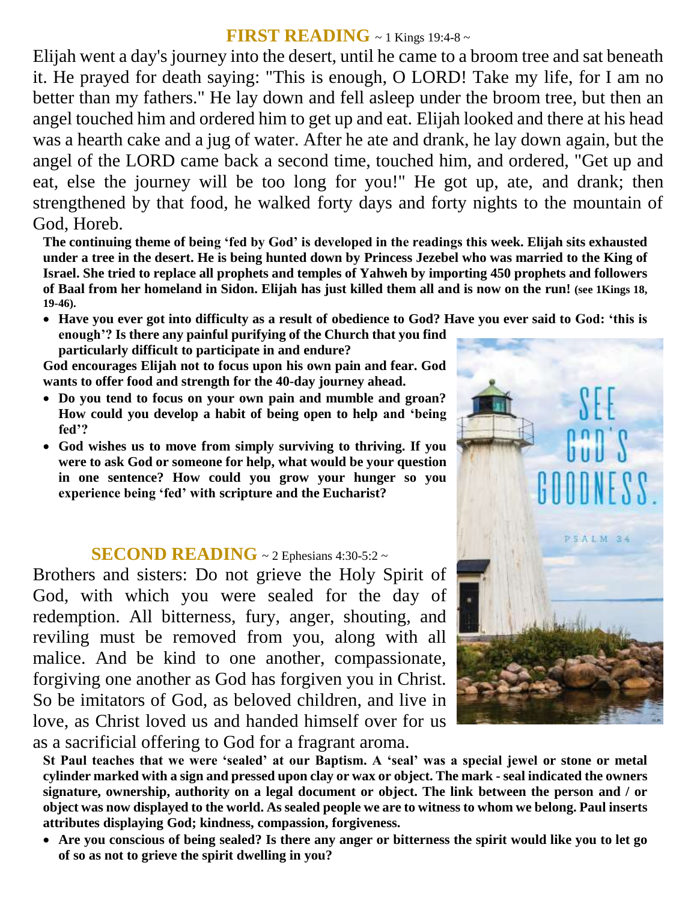## FIRST READING ~ 1 Kings 19:4-8 ~

Elijah went a day's journey into the desert, until he came to a broom tree and sat beneath it. He prayed for death saying: "This is enough, O LORD! Take my life, for I am no better than my fathers." He lay down and fell asleep under the broom tree, but then an angel touched him and ordered him to get up and eat. Elijah looked and there at his head was a hearth cake and a jug of water. After he ate and drank, he lay down again, but the angel of the LORD came back a second time, touched him, and ordered, "Get up and eat, else the journey will be too long for you!" He got up, ate, and drank; then strengthened by that food, he walked forty days and forty nights to the mountain of God, Horeb.

**The continuing theme of being 'fed by God' is developed in the readings this week. Elijah sits exhausted under a tree in the desert. He is being hunted down by Princess Jezebel who was married to the King of Israel. She tried to replace all prophets and temples of Yahweh by importing 450 prophets and followers of Baal from her homeland in Sidon. Elijah has just killed them all and is now on the run! (see 1Kings 18, 19-46).**

- **Have you ever got into difficulty as a result of obedience to God? Have you ever said to God: 'this is enough'? Is there any painful purifying of the Church that you find particularly difficult to participate in and endure?**

**God encourages Elijah not to focus upon his own pain and fear. God wants to offer food and strength for the 40-day journey ahead.**

- **Do you tend to focus on your own pain and mumble and groan? How could you develop a habit of being open to help and 'being fed'?**
- **God wishes us to move from simply surviving to thriving. If you were to ask God or someone for help, what would be your question in one sentence? How could you grow your hunger so you experience being 'fed' with scripture and the Eucharist?**

SEE GOD'S GOODNESS.

PSALM 34

## SECOND READING ~ 2 Ephesians 4:30-5:2 ~

Brothers and sisters: Do not grieve the Holy Spirit of God, with which you were sealed for the day of redemption. All bitterness, fury, anger, shouting, and reviling must be removed from you, along with all malice. And be kind to one another, compassionate, forgiving one another as God has forgiven you in Christ. So be imitators of God, as beloved children, and live in love, as Christ loved us and handed himself over for us as a sacrificial offering to God for a fragrant aroma.

**St Paul teaches that we were 'sealed' at our Baptism. A 'seal' was a special jewel or stone or metal cylinder marked with a sign and pressed upon clay or wax or object. The mark - seal indicated the owners signature, ownership, authority on a legal document or object. The link between the person and / or object was now displayed to the world. As sealed people we are to witness to whom we belong. Paul inserts attributes displaying God; kindness, compassion, forgiveness.**

- **Are you conscious of being sealed? Is there any anger or bitterness the spirit would like you to let go of so as not to grieve the spirit dwelling in you?**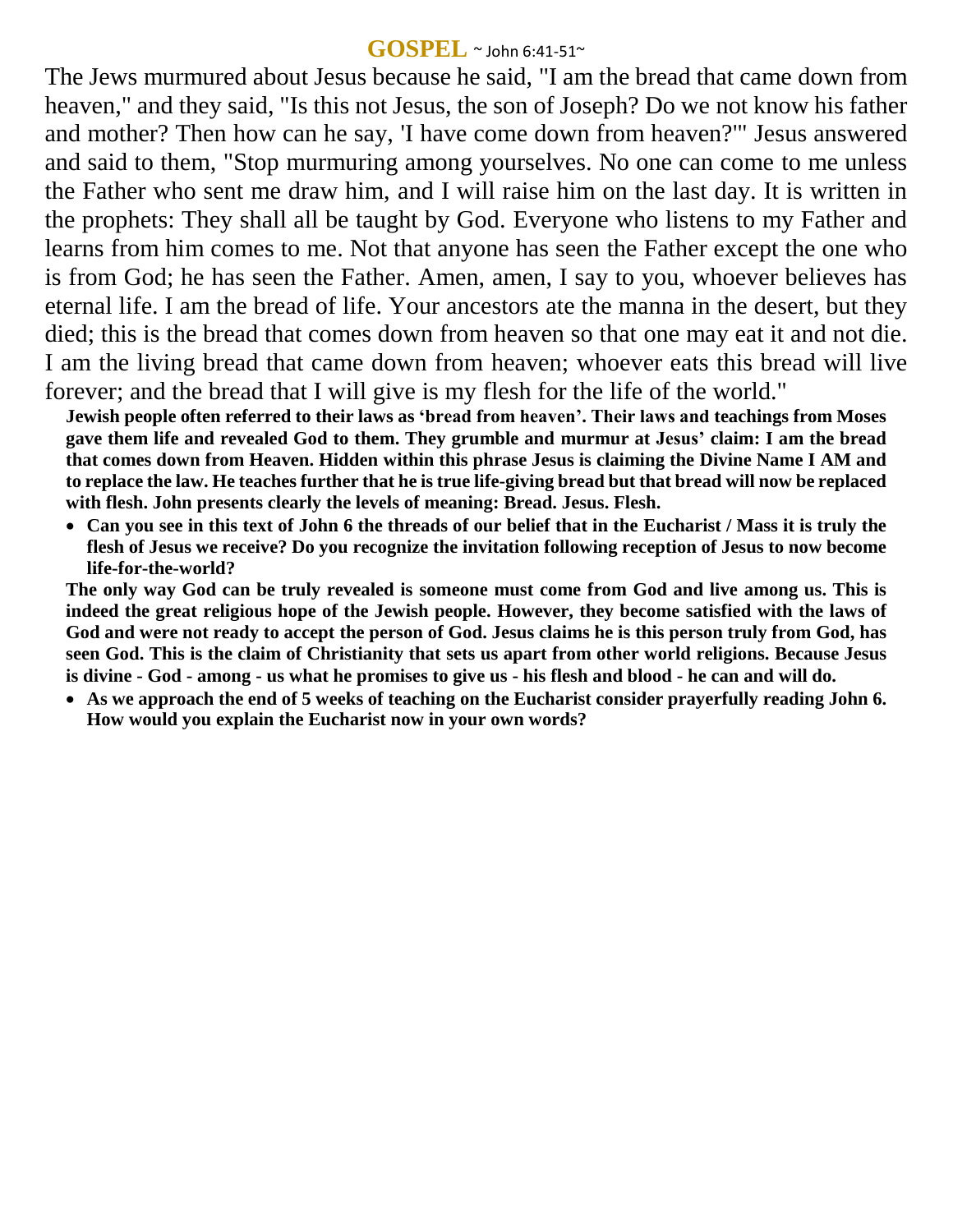## GOSPEL ~ John 6:41-51~

The Jews murmured about Jesus because he said, "I am the bread that came down from heaven," and they said, "Is this not Jesus, the son of Joseph? Do we not know his father and mother? Then how can he say, 'I have come down from heaven?'" Jesus answered and said to them, "Stop murmuring among yourselves. No one can come to me unless the Father who sent me draw him, and I will raise him on the last day. It is written in the prophets: They shall all be taught by God. Everyone who listens to my Father and learns from him comes to me. Not that anyone has seen the Father except the one who is from God; he has seen the Father. Amen, amen, I say to you, whoever believes has eternal life. I am the bread of life. Your ancestors ate the manna in the desert, but they died; this is the bread that comes down from heaven so that one may eat it and not die. I am the living bread that came down from heaven; whoever eats this bread will live forever; and the bread that I will give is my flesh for the life of the world."

**Jewish people often referred to their laws as 'bread from heaven'. Their laws and teachings from Moses gave them life and revealed God to them. They grumble and murmur at Jesus' claim: I am the bread that comes down from Heaven. Hidden within this phrase Jesus is claiming the Divine Name I AM and to replace the law. He teaches further that he is true life-giving bread but that bread will now be replaced with flesh. John presents clearly the levels of meaning: Bread. Jesus. Flesh.**

- **Can you see in this text of John 6 the threads of our belief that in the Eucharist / Mass it is truly the flesh of Jesus we receive? Do you recognize the invitation following reception of Jesus to now become life-for-the-world?**

**The only way God can be truly revealed is someone must come from God and live among us. This is indeed the great religious hope of the Jewish people. However, they become satisfied with the laws of God and were not ready to accept the person of God. Jesus claims he is this person truly from God, has seen God. This is the claim of Christianity that sets us apart from other world religions. Because Jesus is divine - God - among - us what he promises to give us - his flesh and blood - he can and will do.**

- **As we approach the end of 5 weeks of teaching on the Eucharist consider prayerfully reading John 6. How would you explain the Eucharist now in your own words?**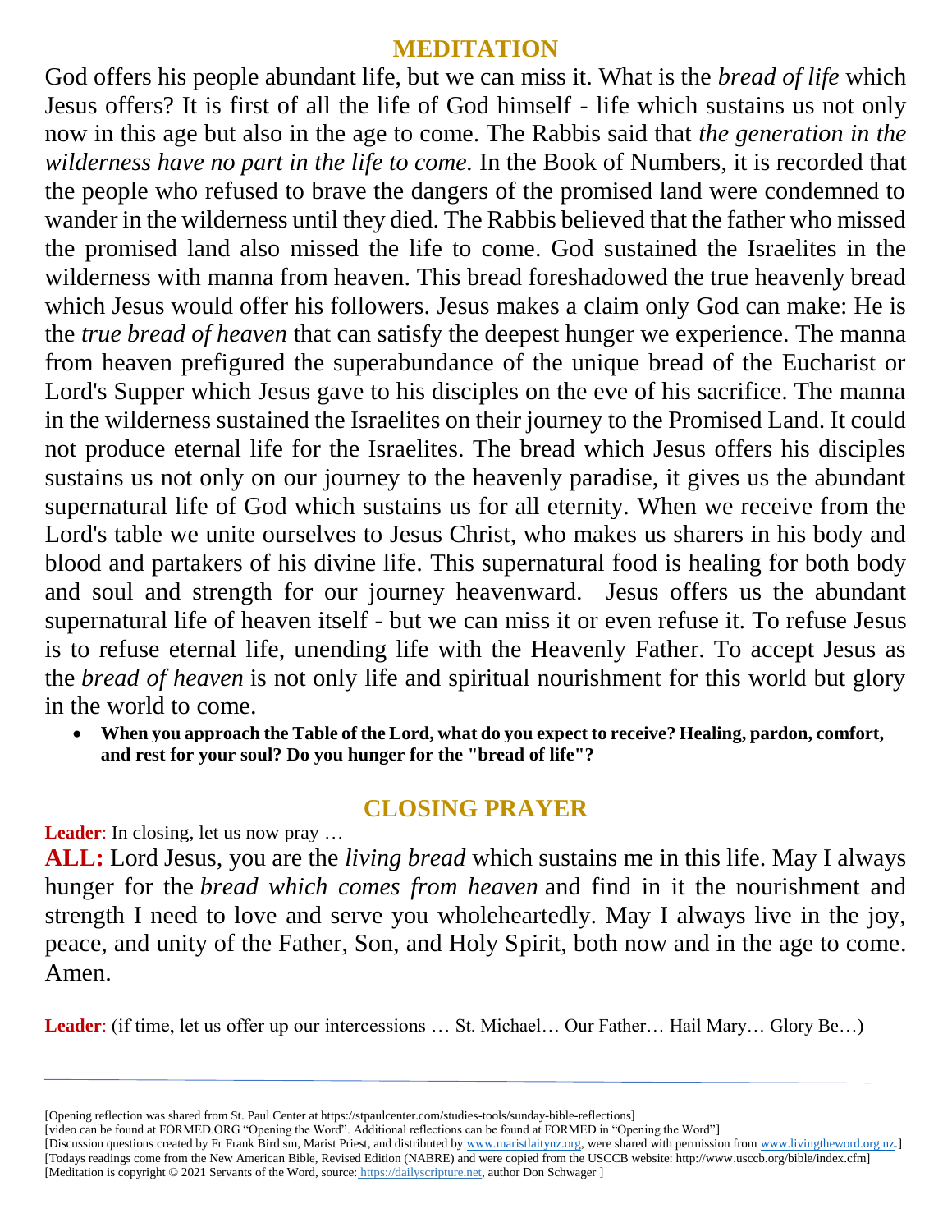## MEDITATION

God offers his people abundant life, but we can miss it. What is the *bread of life* which Jesus offers? It is first of all the life of God himself - life which sustains us not only now in this age but also in the age to come. The Rabbis said that *the generation in the wilderness have no part in the life to come.* In the Book of Numbers, it is recorded that the people who refused to brave the dangers of the promised land were condemned to wander in the wilderness until they died. The Rabbis believed that the father who missed the promised land also missed the life to come. God sustained the Israelites in the wilderness with manna from heaven. This bread foreshadowed the true heavenly bread which Jesus would offer his followers. Jesus makes a claim only God can make: He is the *true bread of heaven* that can satisfy the deepest hunger we experience. The manna from heaven prefigured the superabundance of the unique bread of the Eucharist or Lord's Supper which Jesus gave to his disciples on the eve of his sacrifice. The manna in the wilderness sustained the Israelites on their journey to the Promised Land. It could not produce eternal life for the Israelites. The bread which Jesus offers his disciples sustains us not only on our journey to the heavenly paradise, it gives us the abundant supernatural life of God which sustains us for all eternity. When we receive from the Lord's table we unite ourselves to Jesus Christ, who makes us sharers in his body and blood and partakers of his divine life. This supernatural food is healing for both body and soul and strength for our journey heavenward. Jesus offers us the abundant supernatural life of heaven itself - but we can miss it or even refuse it. To refuse Jesus is to refuse eternal life, unending life with the Heavenly Father. To accept Jesus as the *bread of heaven* is not only life and spiritual nourishment for this world but glory in the world to come.

- **When you approach the Table of the Lord, what do you expect to receive? Healing, pardon, comfort, and rest for your soul? Do you hunger for the "bread of life"?**

## CLOSING PRAYER

**Leader**: In closing, let us now pray …

**ALL:** Lord Jesus, you are the *living bread* which sustains me in this life. May I always hunger for the *bread which comes from heaven* and find in it the nourishment and strength I need to love and serve you wholeheartedly. May I always live in the joy, peace, and unity of the Father, Son, and Holy Spirit, both now and in the age to come. Amen.

**Leader**: (if time, let us offer up our intercessions … St. Michael… Our Father… Hail Mary… Glory Be…)

---

[Opening reflection was shared from St. Paul Center at https://stpaulcenter.com/studies-tools/sunday-bible-reflections]
[video can be found at FORMED.ORG "Opening the Word". Additional reflections can be found at FORMED in "Opening the Word"]
[Discussion questions created by Fr Frank Bird sm, Marist Priest, and distributed by www.maristlaitynz.org, were shared with permission from www.livingtheword.org.nz.]
[Todays readings come from the New American Bible, Revised Edition (NABRE) and were copied from the USCCB website: http://www.usccb.org/bible/index.cfm]
[Meditation is copyright © 2021 Servants of the Word, source: https://dailyscripture.net, author Don Schwager ]